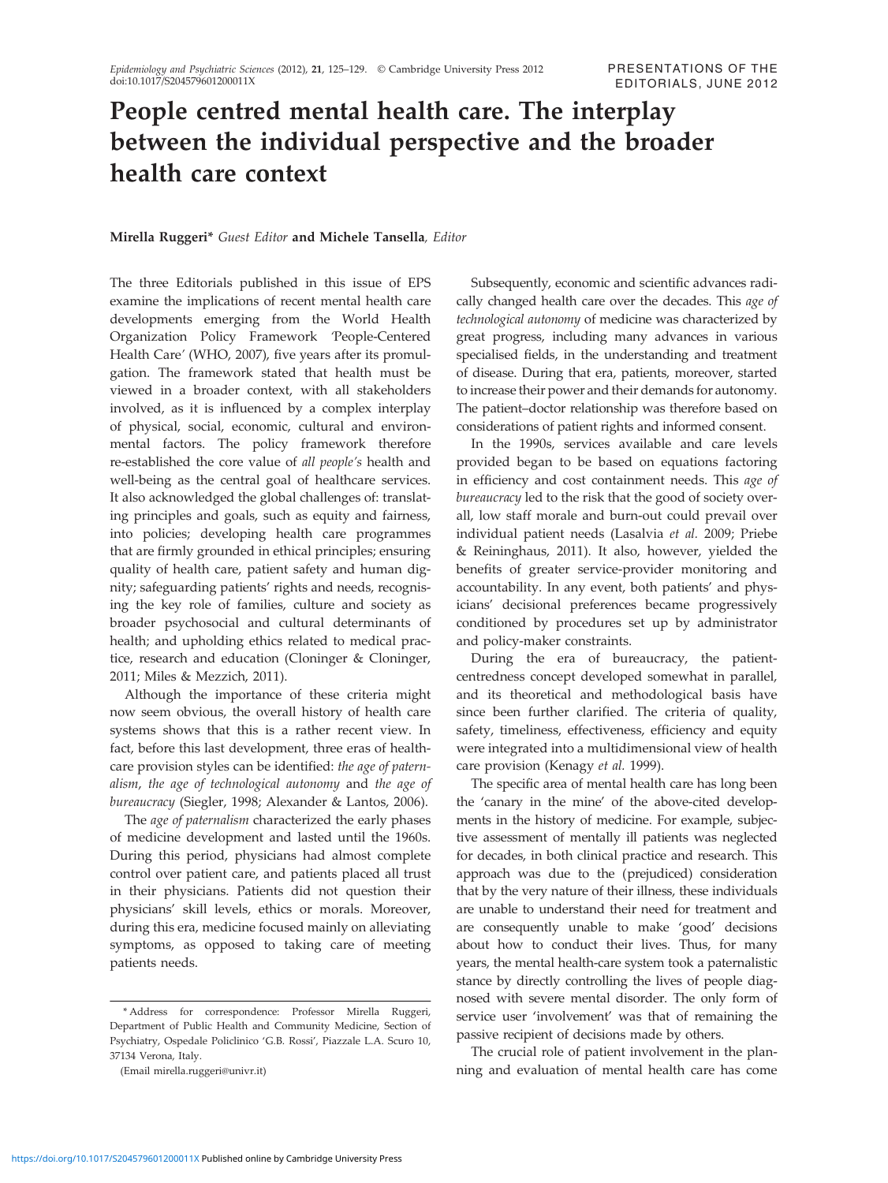# People centred mental health care. The interplay between the individual perspective and the broader health care context

**Mirella Ruggeri*** *Guest Editor* **and Michele Tansella**, *Editor*

The three Editorials published in this issue of EPS examine the implications of recent mental health care developments emerging from the World Health Organization Policy Framework 'People-Centered Health Care' (WHO, 2007), five years after its promulgation. The framework stated that health must be viewed in a broader context, with all stakeholders involved, as it is influenced by a complex interplay of physical, social, economic, cultural and environmental factors. The policy framework therefore re-established the core value of *all people's* health and well-being as the central goal of healthcare services. It also acknowledged the global challenges of: translating principles and goals, such as equity and fairness, into policies; developing health care programmes that are firmly grounded in ethical principles; ensuring quality of health care, patient safety and human dignity; safeguarding patients' rights and needs, recognising the key role of families, culture and society as broader psychosocial and cultural determinants of health; and upholding ethics related to medical practice, research and education (Cloninger & Cloninger, 2011; Miles & Mezzich, 2011).

Although the importance of these criteria might now seem obvious, the overall history of health care systems shows that this is a rather recent view. In fact, before this last development, three eras of healthcare provision styles can be identified: *the age of paternalism*, *the age of technological autonomy* and *the age of bureaucracy* (Siegler, 1998; Alexander & Lantos, 2006).

The *age of paternalism* characterized the early phases of medicine development and lasted until the 1960s. During this period, physicians had almost complete control over patient care, and patients placed all trust in their physicians. Patients did not question their physicians' skill levels, ethics or morals. Moreover, during this era, medicine focused mainly on alleviating symptoms, as opposed to taking care of meeting patients needs.

Subsequently, economic and scientific advances radically changed health care over the decades. This *age of technological autonomy* of medicine was characterized by great progress, including many advances in various specialised fields, in the understanding and treatment of disease. During that era, patients, moreover, started to increase their power and their demands for autonomy. The patient–doctor relationship was therefore based on considerations of patient rights and informed consent.

In the 1990s, services available and care levels provided began to be based on equations factoring in efficiency and cost containment needs. This *age of bureaucracy* led to the risk that the good of society overall, low staff morale and burn-out could prevail over individual patient needs (Lasalvia *et al.* 2009; Priebe & Reininghaus, 2011). It also, however, yielded the benefits of greater service-provider monitoring and accountability. In any event, both patients' and physicians' decisional preferences became progressively conditioned by procedures set up by administrator and policy-maker constraints.

During the era of bureaucracy, the patient-centredness concept developed somewhat in parallel, and its theoretical and methodological basis have since been further clarified. The criteria of quality, safety, timeliness, effectiveness, efficiency and equity were integrated into a multidimensional view of health care provision (Kenagy *et al.* 1999).

The specific area of mental health care has long been the 'canary in the mine' of the above-cited developments in the history of medicine. For example, subjective assessment of mentally ill patients was neglected for decades, in both clinical practice and research. This approach was due to the (prejudiced) consideration that by the very nature of their illness, these individuals are unable to understand their need for treatment and are consequently unable to make 'good' decisions about how to conduct their lives. Thus, for many years, the mental health-care system took a paternalistic stance by directly controlling the lives of people diagnosed with severe mental disorder. The only form of service user 'involvement' was that of remaining the passive recipient of decisions made by others.

The crucial role of patient involvement in the planning and evaluation of mental health care has come

* Address for correspondence: Professor Mirella Ruggeri, Department of Public Health and Community Medicine, Section of Psychiatry, Ospedale Policlinico 'G.B. Rossi', Piazzale L.A. Scuro 10, 37134 Verona, Italy.

(Email mirella.ruggeri@univr.it)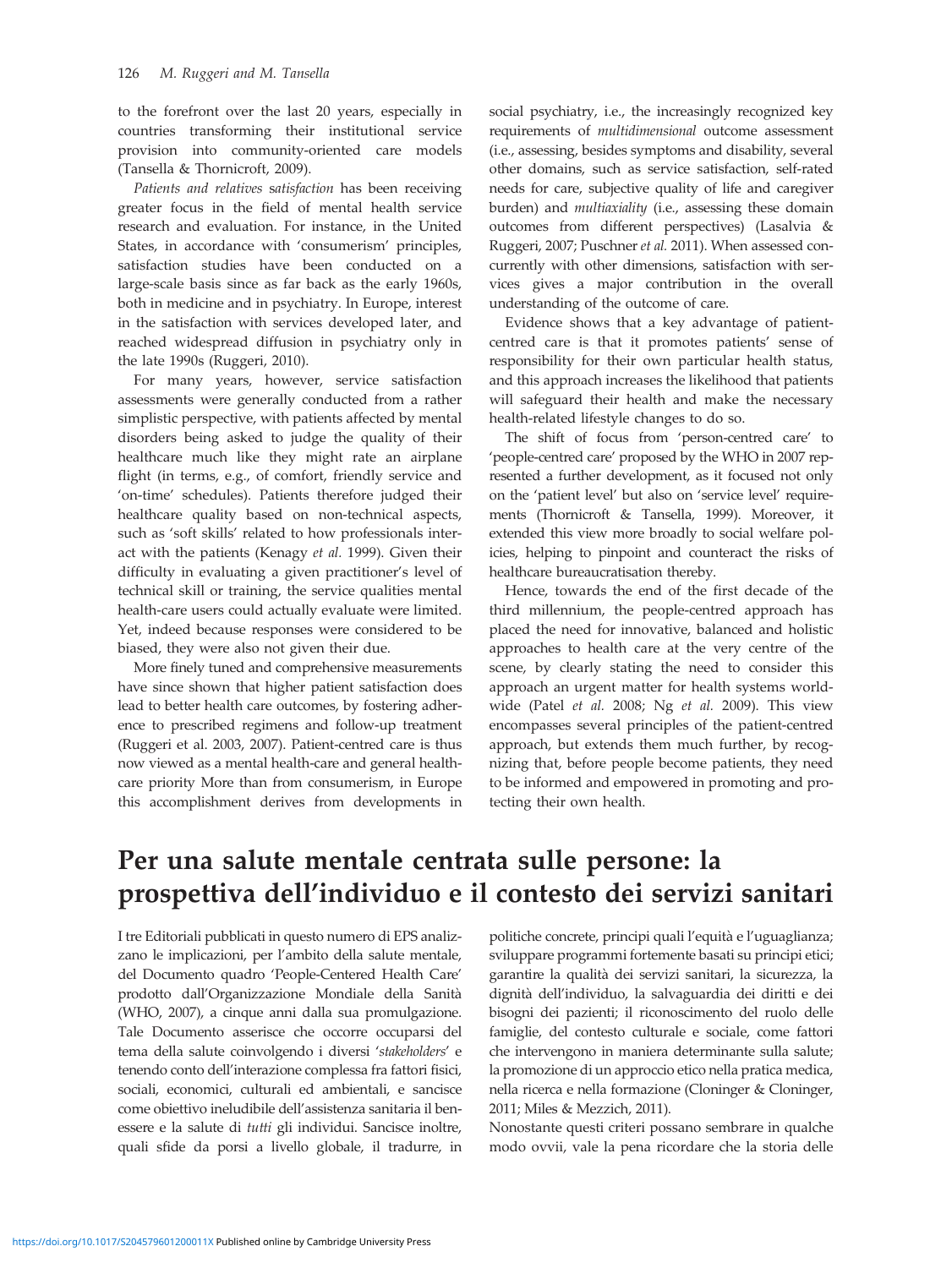to the forefront over the last 20 years, especially in countries transforming their institutional service provision into community-oriented care models (Tansella & Thornicroft, 2009).

*Patients and relatives satisfaction* has been receiving greater focus in the field of mental health service research and evaluation. For instance, in the United States, in accordance with 'consumerism' principles, satisfaction studies have been conducted on a large-scale basis since as far back as the early 1960s, both in medicine and in psychiatry. In Europe, interest in the satisfaction with services developed later, and reached widespread diffusion in psychiatry only in the late 1990s (Ruggeri, 2010).

For many years, however, service satisfaction assessments were generally conducted from a rather simplistic perspective, with patients affected by mental disorders being asked to judge the quality of their healthcare much like they might rate an airplane flight (in terms, e.g., of comfort, friendly service and 'on-time' schedules). Patients therefore judged their healthcare quality based on non-technical aspects, such as 'soft skills' related to how professionals interact with the patients (Kenagy *et al.* 1999). Given their difficulty in evaluating a given practitioner's level of technical skill or training, the service qualities mental health-care users could actually evaluate were limited. Yet, indeed because responses were considered to be biased, they were also not given their due.

More finely tuned and comprehensive measurements have since shown that higher patient satisfaction does lead to better health care outcomes, by fostering adherence to prescribed regimens and follow-up treatment (Ruggeri et al. 2003, 2007). Patient-centred care is thus now viewed as a mental health-care and general health-care priority More than from consumerism, in Europe this accomplishment derives from developments in social psychiatry, i.e., the increasingly recognized key requirements of *multidimensional* outcome assessment (i.e., assessing, besides symptoms and disability, several other domains, such as service satisfaction, self-rated needs for care, subjective quality of life and caregiver burden) and *multiaxiality* (i.e., assessing these domain outcomes from different perspectives) (Lasalvia & Ruggeri, 2007; Puschner *et al.* 2011). When assessed concurrently with other dimensions, satisfaction with services gives a major contribution in the overall understanding of the outcome of care.

Evidence shows that a key advantage of patient-centred care is that it promotes patients' sense of responsibility for their own particular health status, and this approach increases the likelihood that patients will safeguard their health and make the necessary health-related lifestyle changes to do so.

The shift of focus from 'person-centred care' to 'people-centred care' proposed by the WHO in 2007 represented a further development, as it focused not only on the 'patient level' but also on 'service level' requirements (Thornicroft & Tansella, 1999). Moreover, it extended this view more broadly to social welfare policies, helping to pinpoint and counteract the risks of healthcare bureaucratisation thereby.

Hence, towards the end of the first decade of the third millennium, the people-centred approach has placed the need for innovative, balanced and holistic approaches to health care at the very centre of the scene, by clearly stating the need to consider this approach an urgent matter for health systems worldwide (Patel *et al.* 2008; Ng *et al.* 2009). This view encompasses several principles of the patient-centred approach, but extends them much further, by recognizing that, before people become patients, they need to be informed and empowered in promoting and protecting their own health.

# Per una salute mentale centrata sulle persone: la prospettiva dell'individuo e il contesto dei servizi sanitari

I tre Editoriali pubblicati in questo numero di EPS analizzano le implicazioni, per l'ambito della salute mentale, del Documento quadro 'People-Centered Health Care' prodotto dall'Organizzazione Mondiale della Sanità (WHO, 2007), a cinque anni dalla sua promulgazione. Tale Documento asserisce che occorre occuparsi del tema della salute coinvolgendo i diversi '*stakeholders*' e tenendo conto dell'interazione complessa fra fattori fisici, sociali, economici, culturali ed ambientali, e sancisce come obiettivo ineludibile dell'assistenza sanitaria il benessere e la salute di *tutti* gli individui. Sancisce inoltre, quali sfide da porsi a livello globale, il tradurre, in politiche concrete, principi quali l'equità e l'uguaglianza; sviluppare programmi fortemente basati su principi etici; garantire la qualità dei servizi sanitari, la sicurezza, la dignità dell'individuo, la salvaguardia dei diritti e dei bisogni dei pazienti; il riconoscimento del ruolo delle famiglie, del contesto culturale e sociale, come fattori che intervengono in maniera determinante sulla salute; la promozione di un approccio etico nella pratica medica, nella ricerca e nella formazione (Cloninger & Cloninger, 2011; Miles & Mezzich, 2011).

Nonostante questi criteri possano sembrare in qualche modo ovvii, vale la pena ricordare che la storia delle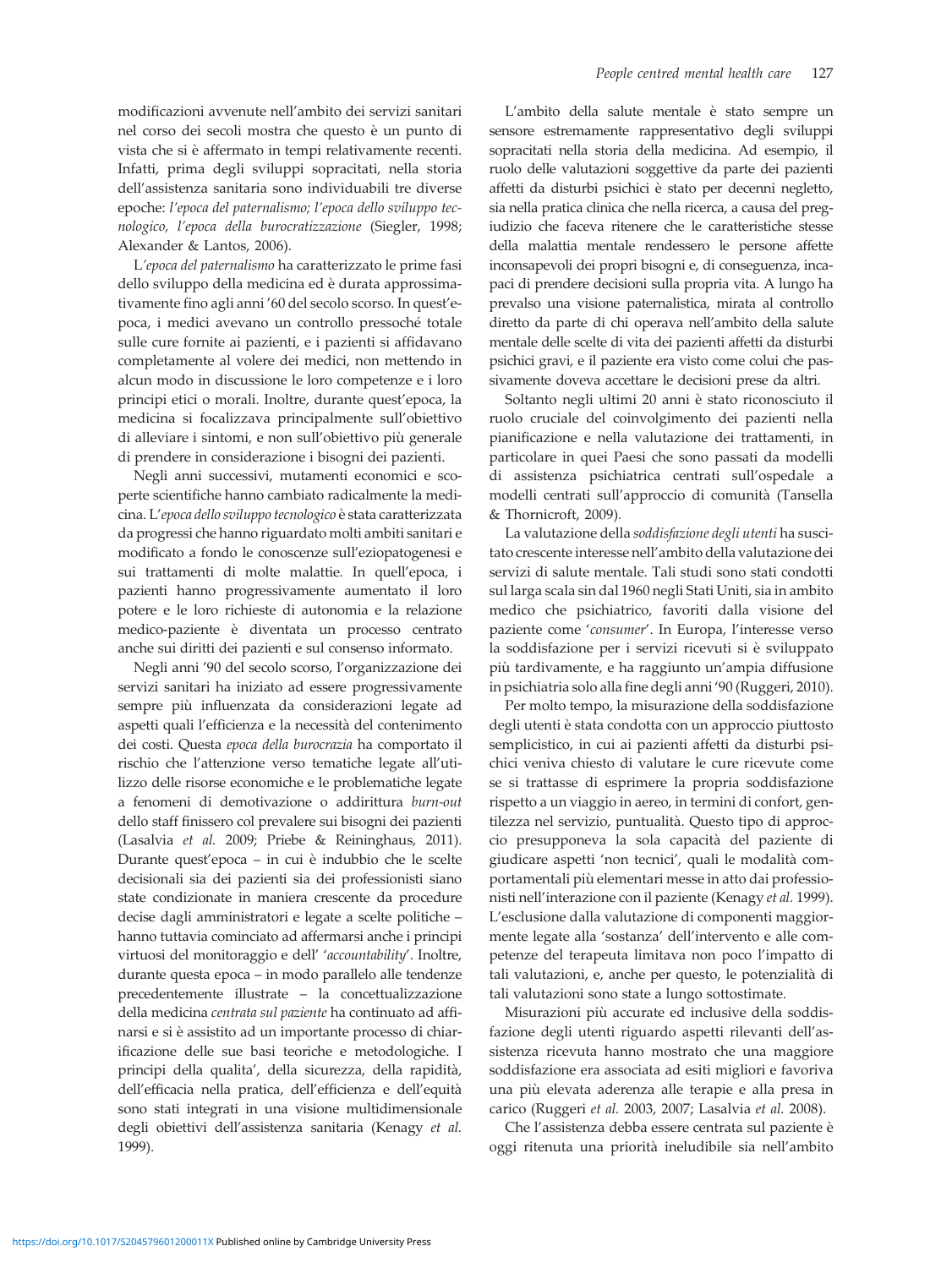modificazioni avvenute nell'ambito dei servizi sanitari nel corso dei secoli mostra che questo è un punto di vista che si è affermato in tempi relativamente recenti. Infatti, prima degli sviluppi sopracitati, nella storia dell'assistenza sanitaria sono individuabili tre diverse epoche: *l'epoca del paternalismo; l'epoca dello sviluppo tecnologico, l'epoca della burocratizzazione* (Siegler, 1998; Alexander & Lantos, 2006).

L'*epoca del paternalismo* ha caratterizzato le prime fasi dello sviluppo della medicina ed è durata approssimativamente fino agli anni '60 del secolo scorso. In quest'epoca, i medici avevano un controllo pressoché totale sulle cure fornite ai pazienti, e i pazienti si affidavano completamente al volere dei medici, non mettendo in alcun modo in discussione le loro competenze e i loro principi etici o morali. Inoltre, durante quest'epoca, la medicina si focalizzava principalmente sull'obiettivo di alleviare i sintomi, e non sull'obiettivo più generale di prendere in considerazione i bisogni dei pazienti.

Negli anni successivi, mutamenti economici e scoperte scientifiche hanno cambiato radicalmente la medicina. L'*epoca dello sviluppo tecnologico* è stata caratterizzata da progressi che hanno riguardato molti ambiti sanitari e modificato a fondo le conoscenze sull'eziopatogenesi e sui trattamenti di molte malattie. In quell'epoca, i pazienti hanno progressivamente aumentato il loro potere e le loro richieste di autonomia e la relazione medico-paziente è diventata un processo centrato anche sui diritti dei pazienti e sul consenso informato.

Negli anni '90 del secolo scorso, l'organizzazione dei servizi sanitari ha iniziato ad essere progressivamente sempre più influenzata da considerazioni legate ad aspetti quali l'efficienza e la necessità del contenimento dei costi. Questa *epoca della burocrazia* ha comportato il rischio che l'attenzione verso tematiche legate all'utilizzo delle risorse economiche e le problematiche legate a fenomeni di demotivazione o addirittura *burn-out* dello staff finissero col prevalere sui bisogni dei pazienti (Lasalvia *et al.* 2009; Priebe & Reininghaus, 2011). Durante quest'epoca – in cui è indubbio che le scelte decisionali sia dei pazienti sia dei professionisti siano state condizionate in maniera crescente da procedure decise dagli amministratori e legate a scelte politiche – hanno tuttavia cominciato ad affermarsi anche i principi virtuosi del monitoraggio e dell' '*accountability*'. Inoltre, durante questa epoca – in modo parallelo alle tendenze precedentemente illustrate – la concettualizzazione della medicina *centrata sul paziente* ha continuato ad affinarsi e si è assistito ad un importante processo di chiarificazione delle sue basi teoriche e metodologiche. I principi della qualita', della sicurezza, della rapidità, dell'efficacia nella pratica, dell'efficienza e dell'equità sono stati integrati in una visione multidimensionale degli obiettivi dell'assistenza sanitaria (Kenagy *et al.* 1999).

L'ambito della salute mentale è stato sempre un sensore estremamente rappresentativo degli sviluppi sopracitati nella storia della medicina. Ad esempio, il ruolo delle valutazioni soggettive da parte dei pazienti affetti da disturbi psichici è stato per decenni negletto, sia nella pratica clinica che nella ricerca, a causa del pregiudizio che faceva ritenere che le caratteristiche stesse della malattia mentale rendessero le persone affette inconsapevoli dei propri bisogni e, di conseguenza, incapaci di prendere decisioni sulla propria vita. A lungo ha prevalso una visione paternalistica, mirata al controllo diretto da parte di chi operava nell'ambito della salute mentale delle scelte di vita dei pazienti affetti da disturbi psichici gravi, e il paziente era visto come colui che passivamente doveva accettare le decisioni prese da altri.

Soltanto negli ultimi 20 anni è stato riconosciuto il ruolo cruciale del coinvolgimento dei pazienti nella pianificazione e nella valutazione dei trattamenti, in particolare in quei Paesi che sono passati da modelli di assistenza psichiatrica centrati sull'ospedale a modelli centrati sull'approccio di comunità (Tansella & Thornicroft, 2009).

La valutazione della *soddisfazione degli utenti* ha suscitato crescente interesse nell'ambito della valutazione dei servizi di salute mentale. Tali studi sono stati condotti sul larga scala sin dal 1960 negli Stati Uniti, sia in ambito medico che psichiatrico, favoriti dalla visione del paziente come '*consumer*'. In Europa, l'interesse verso la soddisfazione per i servizi ricevuti si è sviluppato più tardivamente, e ha raggiunto un'ampia diffusione in psichiatria solo alla fine degli anni '90 (Ruggeri, 2010).

Per molto tempo, la misurazione della soddisfazione degli utenti è stata condotta con un approccio piuttosto semplicistico, in cui ai pazienti affetti da disturbi psichici veniva chiesto di valutare le cure ricevute come se si trattasse di esprimere la propria soddisfazione rispetto a un viaggio in aereo, in termini di confort, gentilezza nel servizio, puntualità. Questo tipo di approccio presupponeva la sola capacità del paziente di giudicare aspetti 'non tecnici', quali le modalità comportamentali più elementari messe in atto dai professionisti nell'interazione con il paziente (Kenagy *et al.* 1999). L'esclusione dalla valutazione di componenti maggiormente legate alla 'sostanza' dell'intervento e alle competenze del terapeuta limitava non poco l'impatto di tali valutazioni, e, anche per questo, le potenzialità di tali valutazioni sono state a lungo sottostimate.

Misurazioni più accurate ed inclusive della soddisfazione degli utenti riguardo aspetti rilevanti dell'assistenza ricevuta hanno mostrato che una maggiore soddisfazione era associata ad esiti migliori e favoriva una più elevata aderenza alle terapie e alla presa in carico (Ruggeri *et al.* 2003, 2007; Lasalvia *et al.* 2008).

Che l'assistenza debba essere centrata sul paziente è oggi ritenuta una priorità ineludibile sia nell'ambito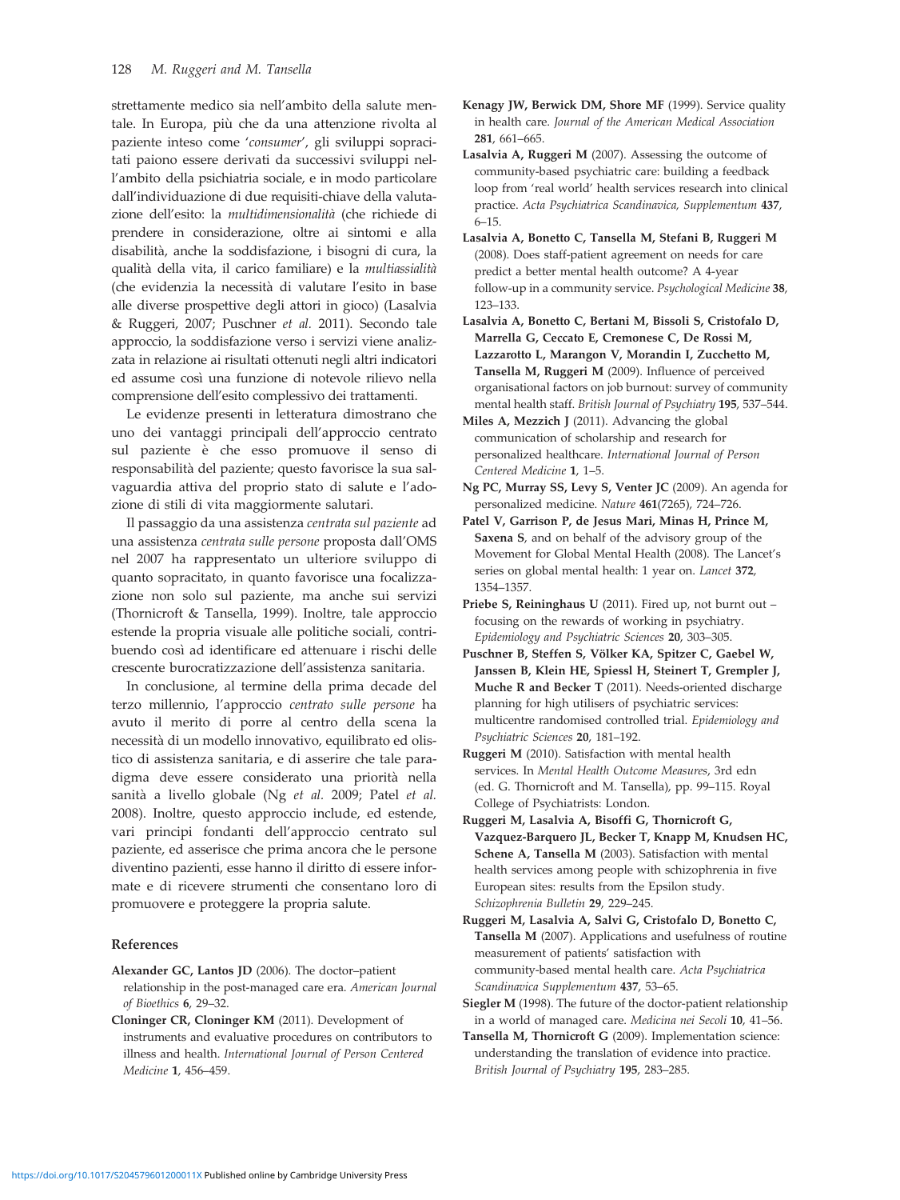strettamente medico sia nell'ambito della salute mentale. In Europa, più che da una attenzione rivolta al paziente inteso come '*consumer*', gli sviluppi sopracitati paiono essere derivati da successivi sviluppi nell'ambito della psichiatria sociale, e in modo particolare dall'individuazione di due requisiti-chiave della valutazione dell'esito: la *multidimensionalità* (che richiede di prendere in considerazione, oltre ai sintomi e alla disabilità, anche la soddisfazione, i bisogni di cura, la qualità della vita, il carico familiare) e la *multiassialità* (che evidenzia la necessità di valutare l'esito in base alle diverse prospettive degli attori in gioco) (Lasalvia & Ruggeri, 2007; Puschner *et al.* 2011). Secondo tale approccio, la soddisfazione verso i servizi viene analizzata in relazione ai risultati ottenuti negli altri indicatori ed assume così una funzione di notevole rilievo nella comprensione dell'esito complessivo dei trattamenti.

Le evidenze presenti in letteratura dimostrano che uno dei vantaggi principali dell'approccio centrato sul paziente è che esso promuove il senso di responsabilità del paziente; questo favorisce la sua salvaguardia attiva del proprio stato di salute e l'adozione di stili di vita maggiormente salutari.

Il passaggio da una assistenza *centrata sul paziente* ad una assistenza *centrata sulle persone* proposta dall'OMS nel 2007 ha rappresentato un ulteriore sviluppo di quanto sopracitato, in quanto favorisce una focalizzazione non solo sul paziente, ma anche sui servizi (Thornicroft & Tansella, 1999). Inoltre, tale approccio estende la propria visuale alle politiche sociali, contribuendo così ad identificare ed attenuare i rischi delle crescente burocratizzazione dell'assistenza sanitaria.

In conclusione, al termine della prima decade del terzo millennio, l'approccio *centrato sulle persone* ha avuto il merito di porre al centro della scena la necessità di un modello innovativo, equilibrato ed olistico di assistenza sanitaria, e di asserire che tale paradigma deve essere considerato una priorità nella sanità a livello globale (Ng *et al.* 2009; Patel *et al.* 2008). Inoltre, questo approccio include, ed estende, vari principi fondanti dell'approccio centrato sul paziente, ed asserisce che prima ancora che le persone diventino pazienti, esse hanno il diritto di essere informate e di ricevere strumenti che consentano loro di promuovere e proteggere la propria salute.

## References

**Alexander GC, Lantos JD** (2006). The doctor–patient relationship in the post-managed care era. *American Journal of Bioethics* **6**, 29–32.

**Cloninger CR, Cloninger KM** (2011). Development of instruments and evaluative procedures on contributors to illness and health. *International Journal of Person Centered Medicine* **1**, 456–459.

**Kenagy JW, Berwick DM, Shore MF** (1999). Service quality in health care. *Journal of the American Medical Association* **281**, 661–665.

**Lasalvia A, Ruggeri M** (2007). Assessing the outcome of community-based psychiatric care: building a feedback loop from 'real world' health services research into clinical practice. *Acta Psychiatrica Scandinavica, Supplementum* **437**, 6–15.

**Lasalvia A, Bonetto C, Tansella M, Stefani B, Ruggeri M** (2008). Does staff-patient agreement on needs for care predict a better mental health outcome? A 4-year follow-up in a community service. *Psychological Medicine* **38**, 123–133.

**Lasalvia A, Bonetto C, Bertani M, Bissoli S, Cristofalo D, Marrella G, Ceccato E, Cremonese C, De Rossi M, Lazzarotto L, Marangon V, Morandin I, Zucchetto M, Tansella M, Ruggeri M** (2009). Influence of perceived organisational factors on job burnout: survey of community mental health staff. *British Journal of Psychiatry* **195**, 537–544.

**Miles A, Mezzich J** (2011). Advancing the global communication of scholarship and research for personalized healthcare. *International Journal of Person Centered Medicine* **1**, 1–5.

**Ng PC, Murray SS, Levy S, Venter JC** (2009). An agenda for personalized medicine. *Nature* **461**(7265), 724–726.

**Patel V, Garrison P, de Jesus Mari, Minas H, Prince M, Saxena S**, and on behalf of the advisory group of the Movement for Global Mental Health (2008). The Lancet's series on global mental health: 1 year on. *Lancet* **372**, 1354–1357.

**Priebe S, Reininghaus U** (2011). Fired up, not burnt out – focusing on the rewards of working in psychiatry. *Epidemiology and Psychiatric Sciences* **20**, 303–305.

**Puschner B, Steffen S, Völker KA, Spitzer C, Gaebel W, Janssen B, Klein HE, Spiessl H, Steinert T, Grempler J, Muche R and Becker T** (2011). Needs-oriented discharge planning for high utilisers of psychiatric services: multicentre randomised controlled trial. *Epidemiology and Psychiatric Sciences* **20**, 181–192.

**Ruggeri M** (2010). Satisfaction with mental health services. In *Mental Health Outcome Measures*, 3rd edn (ed. G. Thornicroft and M. Tansella), pp. 99–115. Royal College of Psychiatrists: London.

**Ruggeri M, Lasalvia A, Bisoffi G, Thornicroft G, Vazquez-Barquero JL, Becker T, Knapp M, Knudsen HC, Schene A, Tansella M** (2003). Satisfaction with mental health services among people with schizophrenia in five European sites: results from the Epsilon study. *Schizophrenia Bulletin* **29**, 229–245.

**Ruggeri M, Lasalvia A, Salvi G, Cristofalo D, Bonetto C, Tansella M** (2007). Applications and usefulness of routine measurement of patients' satisfaction with community-based mental health care. *Acta Psychiatrica Scandinavica Supplementum* **437**, 53–65.

**Siegler M** (1998). The future of the doctor-patient relationship in a world of managed care. *Medicina nei Secoli* **10**, 41–56.

**Tansella M, Thornicroft G** (2009). Implementation science: understanding the translation of evidence into practice. *British Journal of Psychiatry* **195**, 283–285.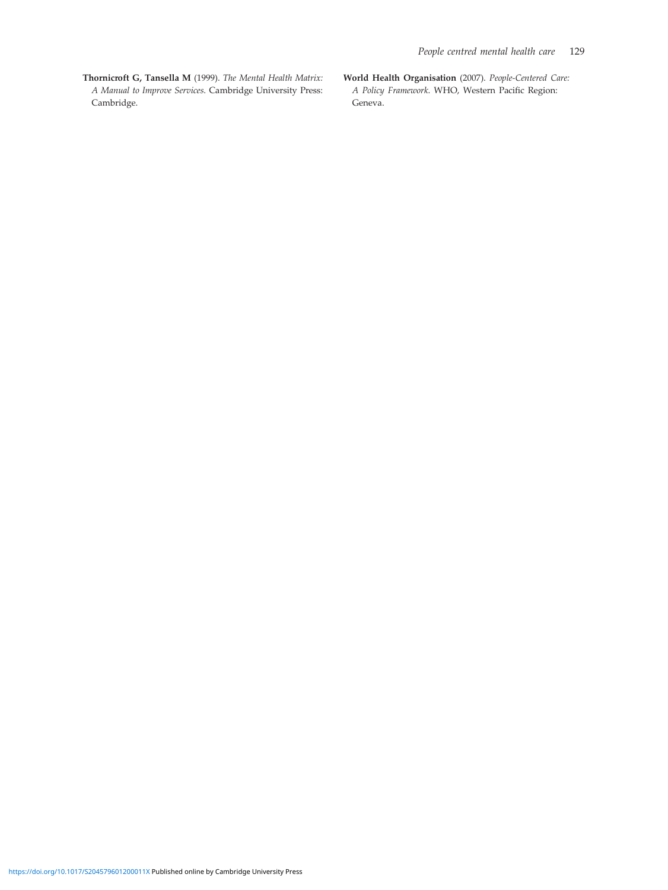**Thornicroft G, Tansella M** (1999). *The Mental Health Matrix: A Manual to Improve Services*. Cambridge University Press: Cambridge.

**World Health Organisation** (2007). *People-Centered Care: A Policy Framework*. WHO, Western Pacific Region: Geneva.

https://doi.org/10.1017/S204579601200011X Published online by Cambridge University Press